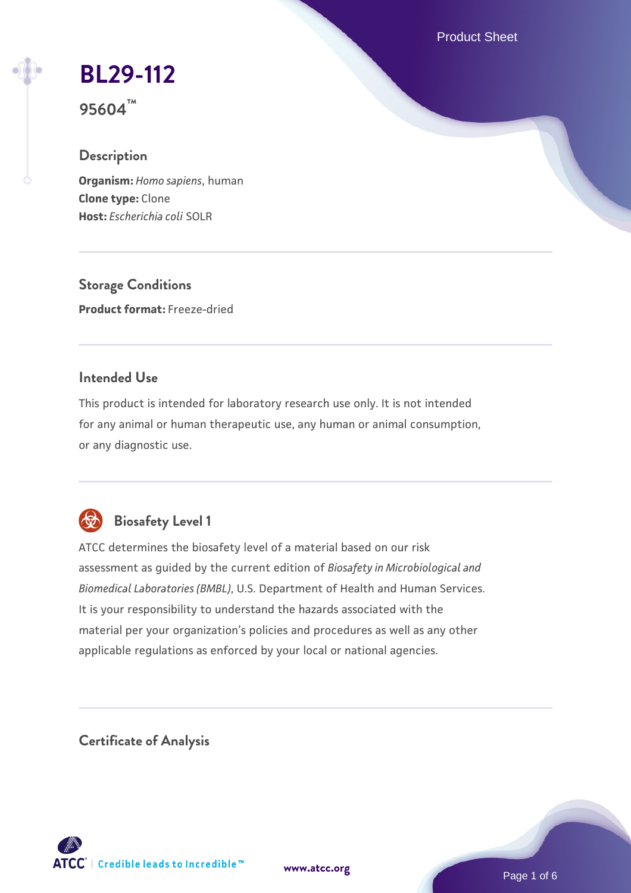# BL29-112

**95604™**

## Description

**Organism:** *Homo sapiens*, human
**Clone type:** Clone
**Host:** *Escherichia coli* SOLR

## Storage Conditions

**Product format:** Freeze-dried

## Intended Use

This product is intended for laboratory research use only. It is not intended for any animal or human therapeutic use, any human or animal consumption, or any diagnostic use.

## Biosafety Level 1

ATCC determines the biosafety level of a material based on our risk assessment as guided by the current edition of *Biosafety in Microbiological and Biomedical Laboratories (BMBL)*, U.S. Department of Health and Human Services. It is your responsibility to understand the hazards associated with the material per your organization's policies and procedures as well as any other applicable regulations as enforced by your local or national agencies.

## Certificate of Analysis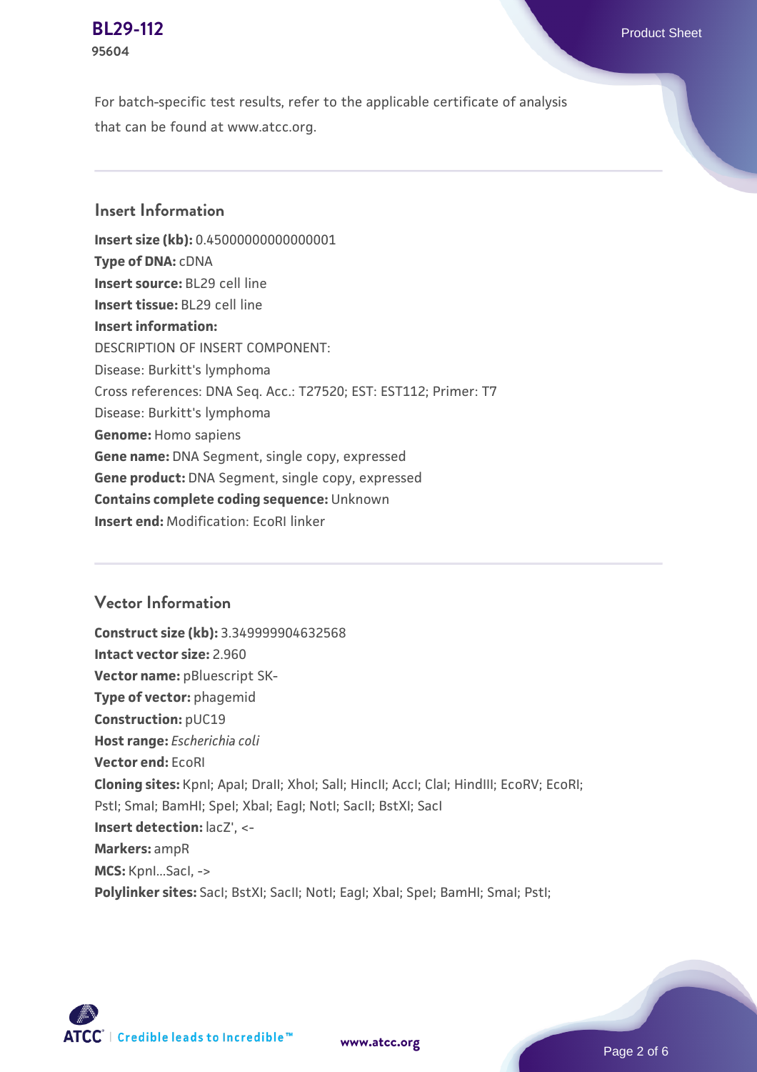For batch-specific test results, refer to the applicable certificate of analysis that can be found at www.atcc.org.

## Insert Information

**Insert size (kb):** 0.45000000000000001
**Type of DNA:** cDNA
**Insert source:** BL29 cell line
**Insert tissue:** BL29 cell line
**Insert information:**
DESCRIPTION OF INSERT COMPONENT:
Disease: Burkitt's lymphoma
Cross references: DNA Seq. Acc.: T27520; EST: EST112; Primer: T7
Disease: Burkitt's lymphoma
**Genome:** Homo sapiens
**Gene name:** DNA Segment, single copy, expressed
**Gene product:** DNA Segment, single copy, expressed
**Contains complete coding sequence:** Unknown
**Insert end:** Modification: EcoRI linker

## Vector Information

**Construct size (kb):** 3.349999904632568
**Intact vector size:** 2.960
**Vector name:** pBluescript SK-
**Type of vector:** phagemid
**Construction:** pUC19
**Host range:** *Escherichia coli*
**Vector end:** EcoRI
**Cloning sites:** KpnI; ApaI; DraII; XhoI; SalI; HincII; AccI; ClaI; HindIII; EcoRV; EcoRI; PstI; SmaI; BamHI; SpeI; XbaI; EagI; NotI; SacII; BstXI; SacI
**Insert detection:** lacZ', <-
**Markers:** ampR
**MCS:** KpnI...SacI, ->
**Polylinker sites:** SacI; BstXI; SacII; NotI; EagI; XbaI; SpeI; BamHI; SmaI; PstI;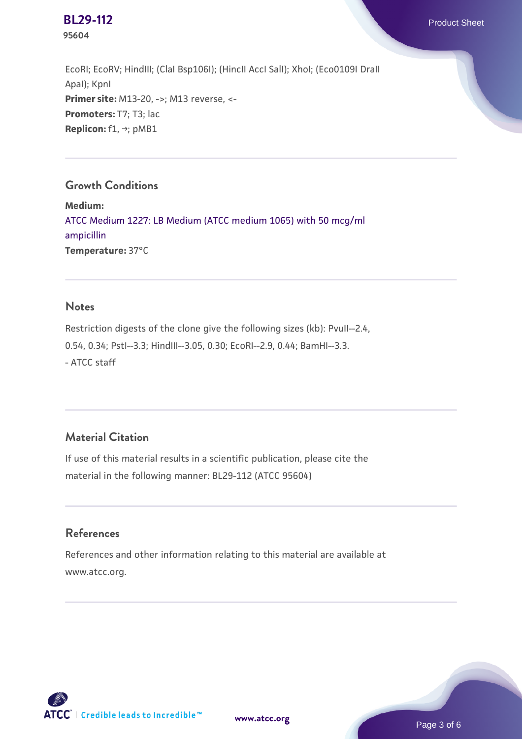EcoRI; EcoRV; HindIII; (ClaI Bsp106I); (HincII AccI SalI); XhoI; (Eco0109I DraII ApaI); KpnI
**Primer site:** M13-20, ->; M13 reverse, <-
**Promoters:** T7; T3; lac
**Replicon:** f1, →; pMB1

## Growth Conditions

**Medium:**
ATCC Medium 1227: LB Medium (ATCC medium 1065) with 50 mcg/ml ampicillin
**Temperature:** 37°C

## Notes

Restriction digests of the clone give the following sizes (kb): PvuII--2.4, 0.54, 0.34; PstI--3.3; HindIII--3.05, 0.30; EcoRI--2.9, 0.44; BamHI--3.3.
- ATCC staff

## Material Citation

If use of this material results in a scientific publication, please cite the material in the following manner: BL29-112 (ATCC 95604)

## References

References and other information relating to this material are available at www.atcc.org.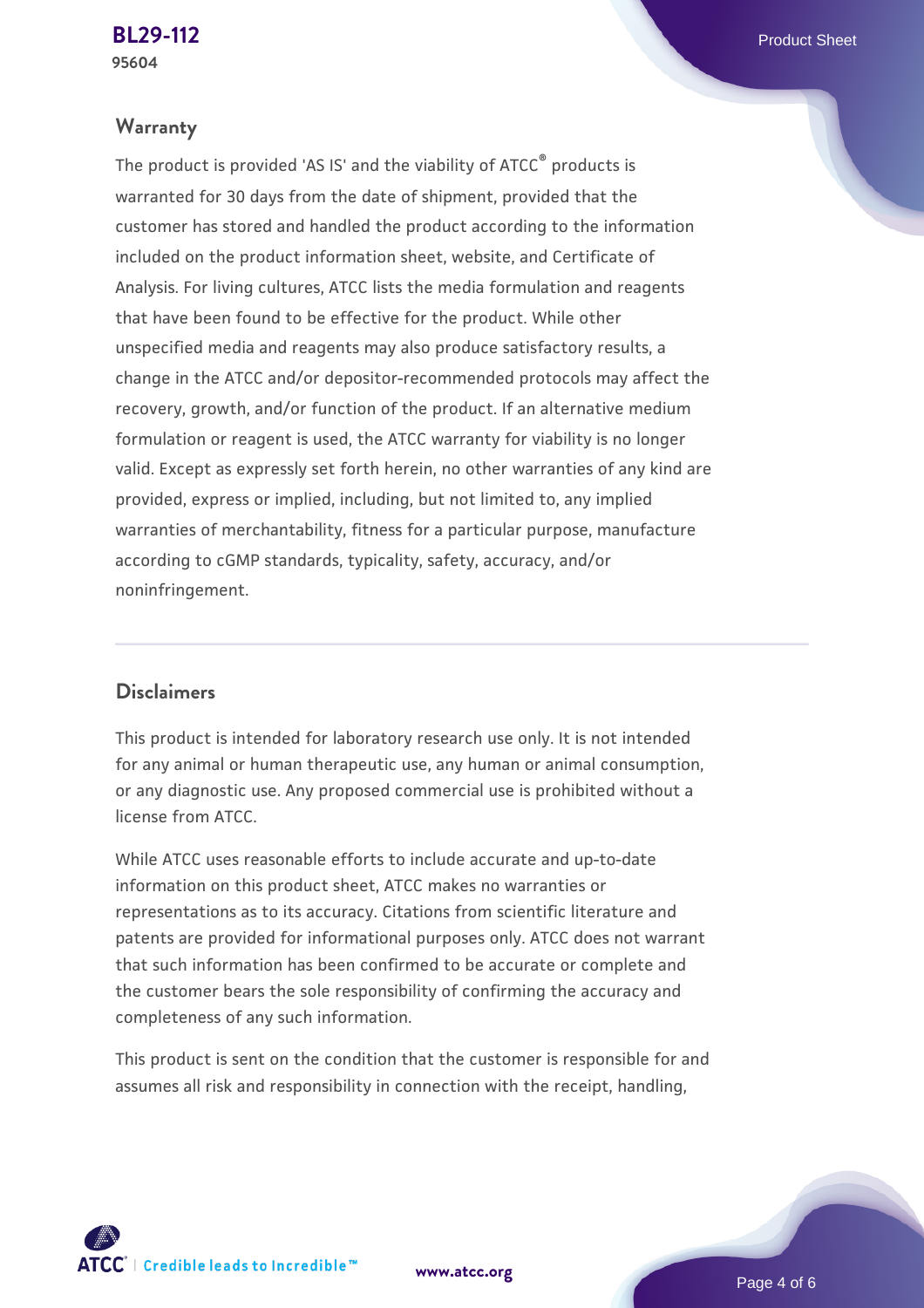## Warranty

The product is provided 'AS IS' and the viability of ATCC® products is warranted for 30 days from the date of shipment, provided that the customer has stored and handled the product according to the information included on the product information sheet, website, and Certificate of Analysis. For living cultures, ATCC lists the media formulation and reagents that have been found to be effective for the product. While other unspecified media and reagents may also produce satisfactory results, a change in the ATCC and/or depositor-recommended protocols may affect the recovery, growth, and/or function of the product. If an alternative medium formulation or reagent is used, the ATCC warranty for viability is no longer valid. Except as expressly set forth herein, no other warranties of any kind are provided, express or implied, including, but not limited to, any implied warranties of merchantability, fitness for a particular purpose, manufacture according to cGMP standards, typicality, safety, accuracy, and/or noninfringement.

## Disclaimers

This product is intended for laboratory research use only. It is not intended for any animal or human therapeutic use, any human or animal consumption, or any diagnostic use. Any proposed commercial use is prohibited without a license from ATCC.

While ATCC uses reasonable efforts to include accurate and up-to-date information on this product sheet, ATCC makes no warranties or representations as to its accuracy. Citations from scientific literature and patents are provided for informational purposes only. ATCC does not warrant that such information has been confirmed to be accurate or complete and the customer bears the sole responsibility of confirming the accuracy and completeness of any such information.

This product is sent on the condition that the customer is responsible for and assumes all risk and responsibility in connection with the receipt, handling,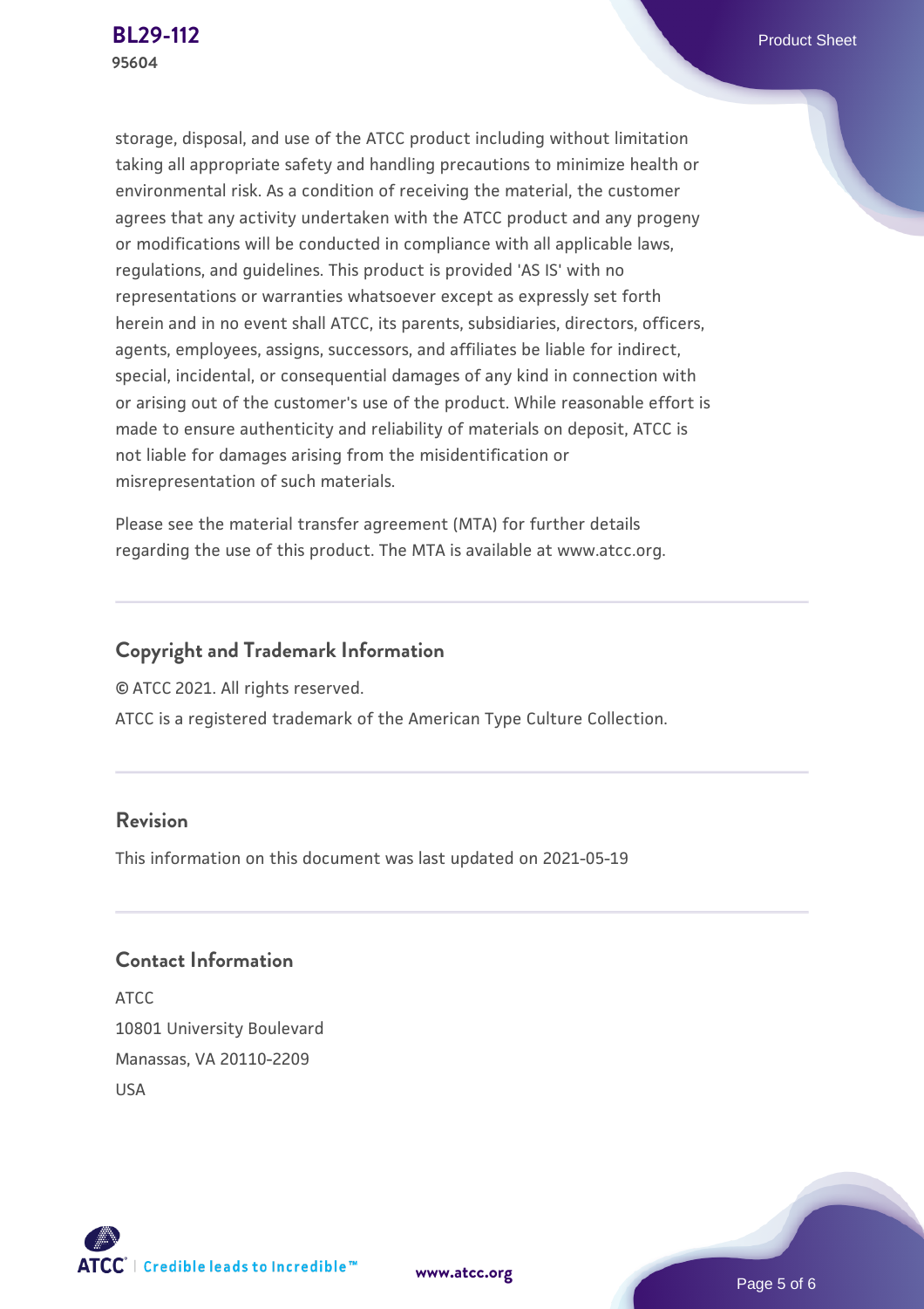storage, disposal, and use of the ATCC product including without limitation taking all appropriate safety and handling precautions to minimize health or environmental risk. As a condition of receiving the material, the customer agrees that any activity undertaken with the ATCC product and any progeny or modifications will be conducted in compliance with all applicable laws, regulations, and guidelines. This product is provided 'AS IS' with no representations or warranties whatsoever except as expressly set forth herein and in no event shall ATCC, its parents, subsidiaries, directors, officers, agents, employees, assigns, successors, and affiliates be liable for indirect, special, incidental, or consequential damages of any kind in connection with or arising out of the customer's use of the product. While reasonable effort is made to ensure authenticity and reliability of materials on deposit, ATCC is not liable for damages arising from the misidentification or misrepresentation of such materials.

Please see the material transfer agreement (MTA) for further details regarding the use of this product. The MTA is available at www.atcc.org.

## Copyright and Trademark Information

© ATCC 2021. All rights reserved.

ATCC is a registered trademark of the American Type Culture Collection.

## Revision

This information on this document was last updated on 2021-05-19

## Contact Information

ATCC
10801 University Boulevard
Manassas, VA 20110-2209
USA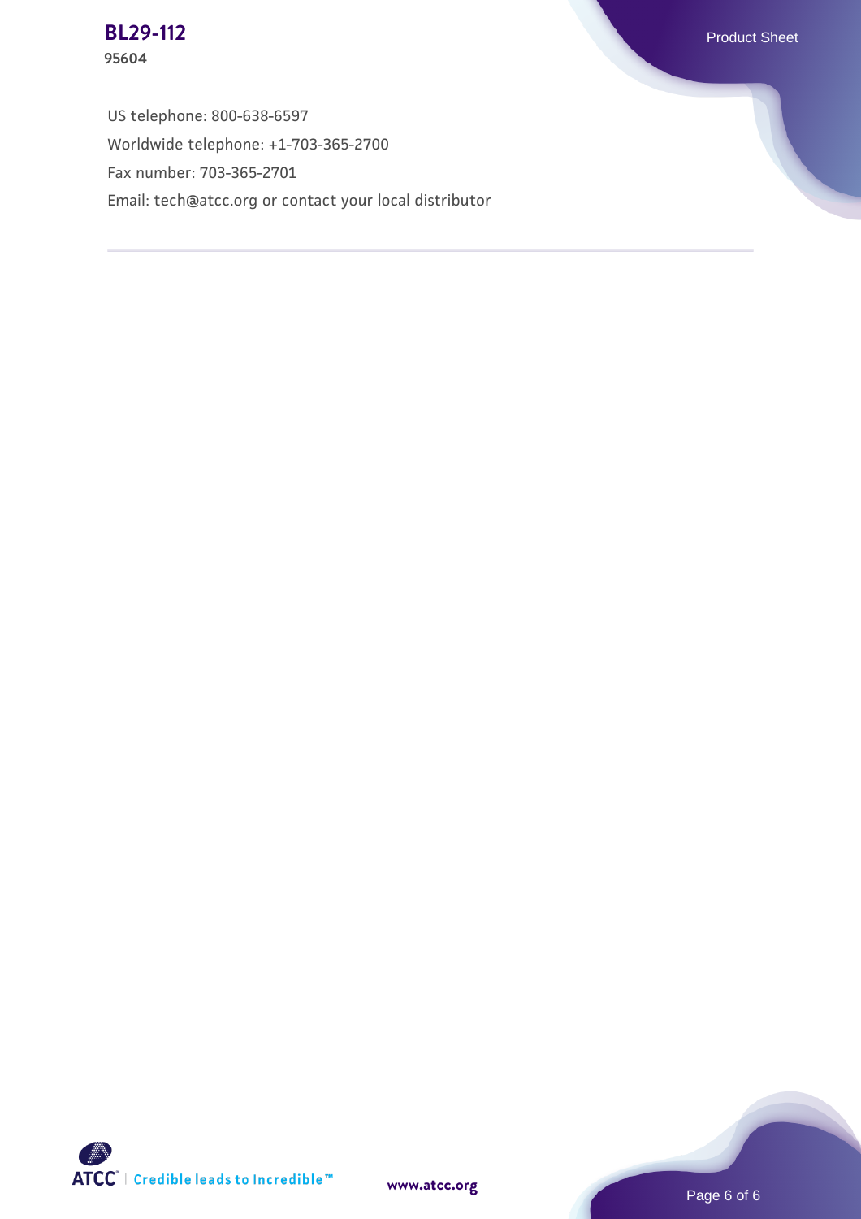US telephone: 800-638-6597

Worldwide telephone: +1-703-365-2700

Fax number: 703-365-2701

Email: tech@atcc.org or contact your local distributor